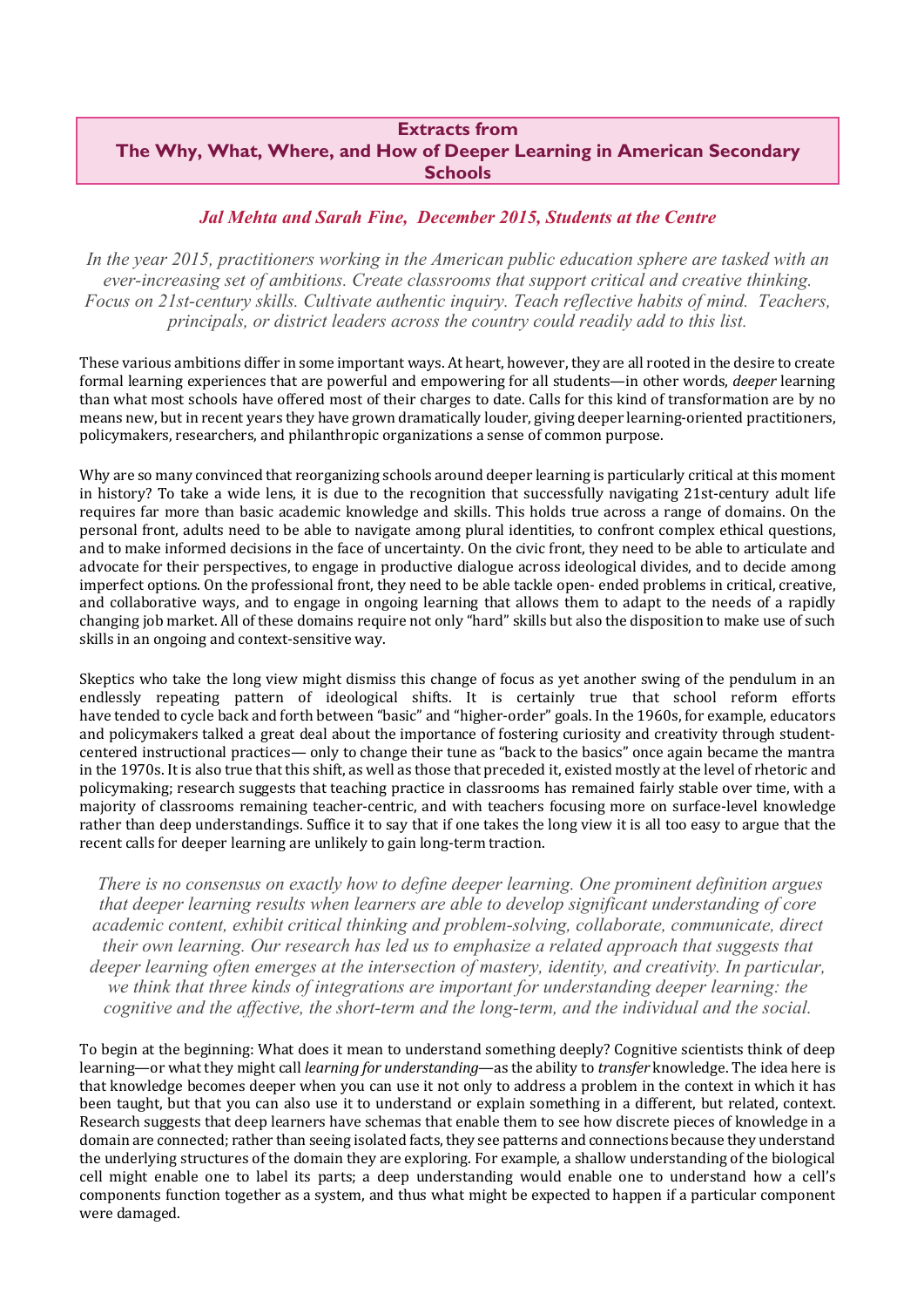# Extracts from The Why, What, Where, and How of Deeper Learning in American Secondary Schools

***Jal Mehta and Sarah Fine, December 2015, Students at the Centre***

*In the year 2015, practitioners working in the American public education sphere are tasked with an ever-increasing set of ambitions. Create classrooms that support critical and creative thinking. Focus on 21st-century skills. Cultivate authentic inquiry. Teach reflective habits of mind. Teachers, principals, or district leaders across the country could readily add to this list.*

These various ambitions differ in some important ways. At heart, however, they are all rooted in the desire to create formal learning experiences that are powerful and empowering for all students—in other words, *deeper* learning than what most schools have offered most of their charges to date. Calls for this kind of transformation are by no means new, but in recent years they have grown dramatically louder, giving deeper learning-oriented practitioners, policymakers, researchers, and philanthropic organizations a sense of common purpose.

Why are so many convinced that reorganizing schools around deeper learning is particularly critical at this moment in history? To take a wide lens, it is due to the recognition that successfully navigating 21st-century adult life requires far more than basic academic knowledge and skills. This holds true across a range of domains. On the personal front, adults need to be able to navigate among plural identities, to confront complex ethical questions, and to make informed decisions in the face of uncertainty. On the civic front, they need to be able to articulate and advocate for their perspectives, to engage in productive dialogue across ideological divides, and to decide among imperfect options. On the professional front, they need to be able tackle open- ended problems in critical, creative, and collaborative ways, and to engage in ongoing learning that allows them to adapt to the needs of a rapidly changing job market. All of these domains require not only "hard" skills but also the disposition to make use of such skills in an ongoing and context-sensitive way.

Skeptics who take the long view might dismiss this change of focus as yet another swing of the pendulum in an endlessly repeating pattern of ideological shifts. It is certainly true that school reform efforts have tended to cycle back and forth between "basic" and "higher-order" goals. In the 1960s, for example, educators and policymakers talked a great deal about the importance of fostering curiosity and creativity through student-centered instructional practices— only to change their tune as "back to the basics" once again became the mantra in the 1970s. It is also true that this shift, as well as those that preceded it, existed mostly at the level of rhetoric and policymaking; research suggests that teaching practice in classrooms has remained fairly stable over time, with a majority of classrooms remaining teacher-centric, and with teachers focusing more on surface-level knowledge rather than deep understandings. Suffice it to say that if one takes the long view it is all too easy to argue that the recent calls for deeper learning are unlikely to gain long-term traction.

*There is no consensus on exactly how to define deeper learning. One prominent definition argues that deeper learning results when learners are able to develop significant understanding of core academic content, exhibit critical thinking and problem-solving, collaborate, communicate, direct their own learning. Our research has led us to emphasize a related approach that suggests that deeper learning often emerges at the intersection of mastery, identity, and creativity. In particular, we think that three kinds of integrations are important for understanding deeper learning: the cognitive and the affective, the short-term and the long-term, and the individual and the social.*

To begin at the beginning: What does it mean to understand something deeply? Cognitive scientists think of deep learning—or what they might call *learning for understanding*—as the ability to *transfer* knowledge. The idea here is that knowledge becomes deeper when you can use it not only to address a problem in the context in which it has been taught, but that you can also use it to understand or explain something in a different, but related, context. Research suggests that deep learners have schemas that enable them to see how discrete pieces of knowledge in a domain are connected; rather than seeing isolated facts, they see patterns and connections because they understand the underlying structures of the domain they are exploring. For example, a shallow understanding of the biological cell might enable one to label its parts; a deep understanding would enable one to understand how a cell's components function together as a system, and thus what might be expected to happen if a particular component were damaged.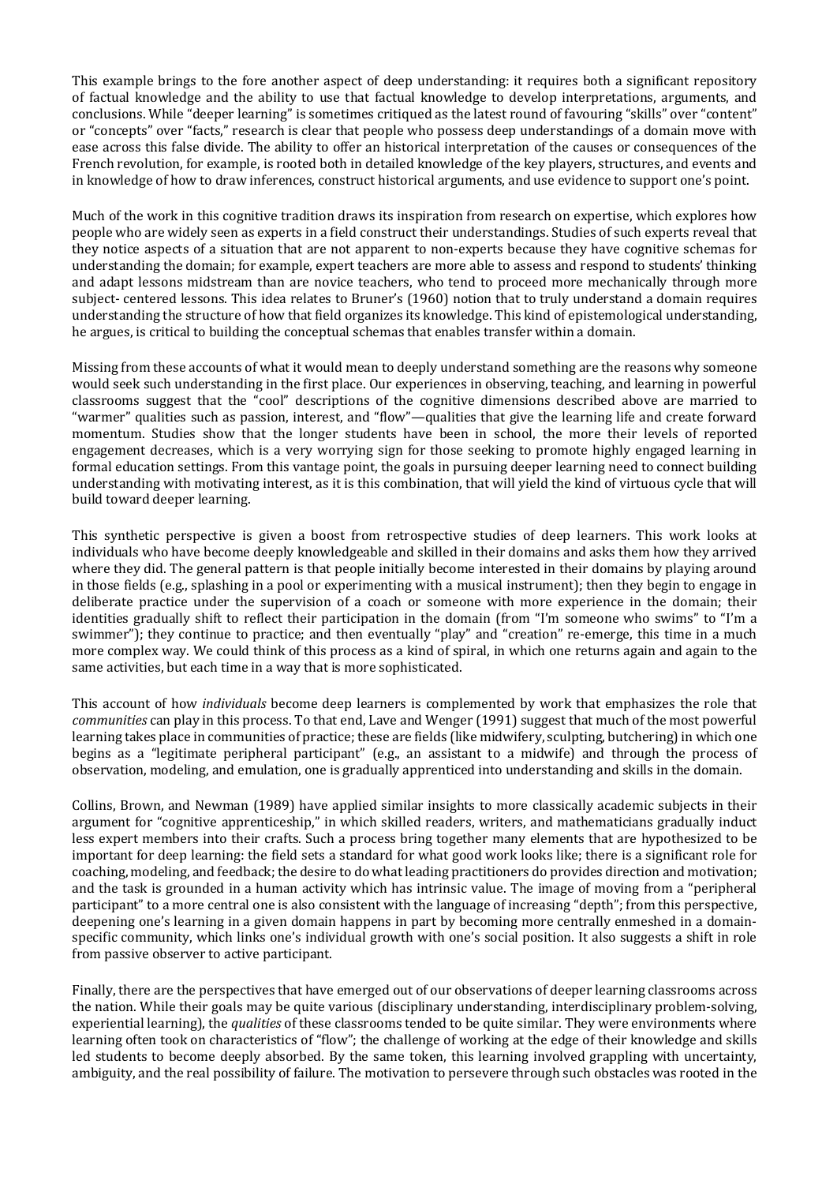This example brings to the fore another aspect of deep understanding: it requires both a significant repository of factual knowledge and the ability to use that factual knowledge to develop interpretations, arguments, and conclusions. While "deeper learning" is sometimes critiqued as the latest round of favouring "skills" over "content" or "concepts" over "facts," research is clear that people who possess deep understandings of a domain move with ease across this false divide. The ability to offer an historical interpretation of the causes or consequences of the French revolution, for example, is rooted both in detailed knowledge of the key players, structures, and events and in knowledge of how to draw inferences, construct historical arguments, and use evidence to support one's point.

Much of the work in this cognitive tradition draws its inspiration from research on expertise, which explores how people who are widely seen as experts in a field construct their understandings. Studies of such experts reveal that they notice aspects of a situation that are not apparent to non-experts because they have cognitive schemas for understanding the domain; for example, expert teachers are more able to assess and respond to students' thinking and adapt lessons midstream than are novice teachers, who tend to proceed more mechanically through more subject- centered lessons. This idea relates to Bruner's (1960) notion that to truly understand a domain requires understanding the structure of how that field organizes its knowledge. This kind of epistemological understanding, he argues, is critical to building the conceptual schemas that enables transfer within a domain.

Missing from these accounts of what it would mean to deeply understand something are the reasons why someone would seek such understanding in the first place. Our experiences in observing, teaching, and learning in powerful classrooms suggest that the "cool" descriptions of the cognitive dimensions described above are married to "warmer" qualities such as passion, interest, and "flow"—qualities that give the learning life and create forward momentum. Studies show that the longer students have been in school, the more their levels of reported engagement decreases, which is a very worrying sign for those seeking to promote highly engaged learning in formal education settings. From this vantage point, the goals in pursuing deeper learning need to connect building understanding with motivating interest, as it is this combination, that will yield the kind of virtuous cycle that will build toward deeper learning.

This synthetic perspective is given a boost from retrospective studies of deep learners. This work looks at individuals who have become deeply knowledgeable and skilled in their domains and asks them how they arrived where they did. The general pattern is that people initially become interested in their domains by playing around in those fields (e.g., splashing in a pool or experimenting with a musical instrument); then they begin to engage in deliberate practice under the supervision of a coach or someone with more experience in the domain; their identities gradually shift to reflect their participation in the domain (from "I'm someone who swims" to "I'm a swimmer"); they continue to practice; and then eventually "play" and "creation" re-emerge, this time in a much more complex way. We could think of this process as a kind of spiral, in which one returns again and again to the same activities, but each time in a way that is more sophisticated.

This account of how *individuals* become deep learners is complemented by work that emphasizes the role that *communities* can play in this process. To that end, Lave and Wenger (1991) suggest that much of the most powerful learning takes place in communities of practice; these are fields (like midwifery, sculpting, butchering) in which one begins as a "legitimate peripheral participant" (e.g., an assistant to a midwife) and through the process of observation, modeling, and emulation, one is gradually apprenticed into understanding and skills in the domain.

Collins, Brown, and Newman (1989) have applied similar insights to more classically academic subjects in their argument for "cognitive apprenticeship," in which skilled readers, writers, and mathematicians gradually induct less expert members into their crafts. Such a process bring together many elements that are hypothesized to be important for deep learning: the field sets a standard for what good work looks like; there is a significant role for coaching, modeling, and feedback; the desire to do what leading practitioners do provides direction and motivation; and the task is grounded in a human activity which has intrinsic value. The image of moving from a "peripheral participant" to a more central one is also consistent with the language of increasing "depth"; from this perspective, deepening one's learning in a given domain happens in part by becoming more centrally enmeshed in a domain-specific community, which links one's individual growth with one's social position. It also suggests a shift in role from passive observer to active participant.

Finally, there are the perspectives that have emerged out of our observations of deeper learning classrooms across the nation. While their goals may be quite various (disciplinary understanding, interdisciplinary problem-solving, experiential learning), the *qualities* of these classrooms tended to be quite similar. They were environments where learning often took on characteristics of "flow"; the challenge of working at the edge of their knowledge and skills led students to become deeply absorbed. By the same token, this learning involved grappling with uncertainty, ambiguity, and the real possibility of failure. The motivation to persevere through such obstacles was rooted in the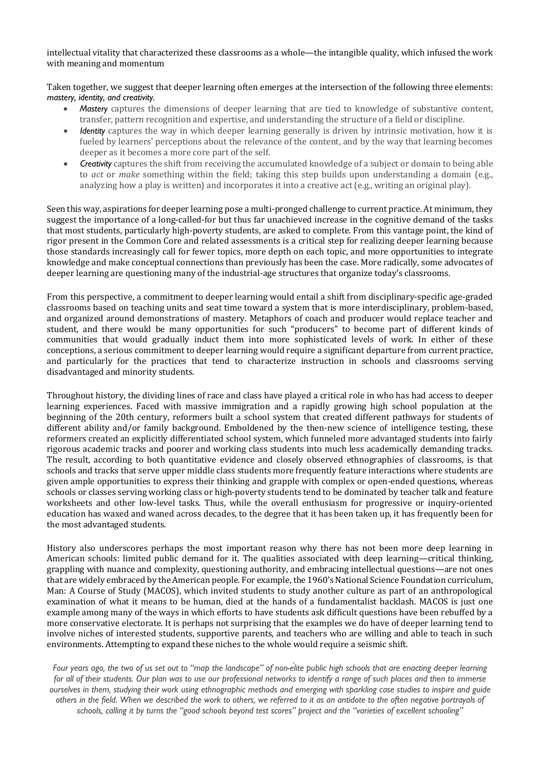intellectual vitality that characterized these classrooms as a whole—the intangible quality, which infused the work with meaning and momentum

Taken together, we suggest that deeper learning often emerges at the intersection of the following three elements: *mastery, identity, and creativity.*

- *Mastery* captures the dimensions of deeper learning that are tied to knowledge of substantive content, transfer, pattern recognition and expertise, and understanding the structure of a field or discipline.
- *Identity* captures the way in which deeper learning generally is driven by intrinsic motivation, how it is fueled by learners' perceptions about the relevance of the content, and by the way that learning becomes deeper as it becomes a more core part of the self.
- *Creativity* captures the shift from receiving the accumulated knowledge of a subject or domain to being able to *act* or *make* something within the field; taking this step builds upon understanding a domain (e.g., analyzing how a play is written) and incorporates it into a creative act (e.g., writing an original play).

Seen this way, aspirations for deeper learning pose a multi-pronged challenge to current practice. At minimum, they suggest the importance of a long-called-for but thus far unachieved increase in the cognitive demand of the tasks that most students, particularly high-poverty students, are asked to complete. From this vantage point, the kind of rigor present in the Common Core and related assessments is a critical step for realizing deeper learning because those standards increasingly call for fewer topics, more depth on each topic, and more opportunities to integrate knowledge and make conceptual connections than previously has been the case. More radically, some advocates of deeper learning are questioning many of the industrial-age structures that organize today's classrooms.

From this perspective, a commitment to deeper learning would entail a shift from disciplinary-specific age-graded classrooms based on teaching units and seat time toward a system that is more interdisciplinary, problem-based, and organized around demonstrations of mastery. Metaphors of coach and producer would replace teacher and student, and there would be many opportunities for such "producers" to become part of different kinds of communities that would gradually induct them into more sophisticated levels of work. In either of these conceptions, a serious commitment to deeper learning would require a significant departure from current practice, and particularly for the practices that tend to characterize instruction in schools and classrooms serving disadvantaged and minority students.

Throughout history, the dividing lines of race and class have played a critical role in who has had access to deeper learning experiences. Faced with massive immigration and a rapidly growing high school population at the beginning of the 20th century, reformers built a school system that created different pathways for students of different ability and/or family background. Emboldened by the then-new science of intelligence testing, these reformers created an explicitly differentiated school system, which funneled more advantaged students into fairly rigorous academic tracks and poorer and working class students into much less academically demanding tracks. The result, according to both quantitative evidence and closely observed ethnographies of classrooms, is that schools and tracks that serve upper middle class students more frequently feature interactions where students are given ample opportunities to express their thinking and grapple with complex or open-ended questions, whereas schools or classes serving working class or high-poverty students tend to be dominated by teacher talk and feature worksheets and other low-level tasks. Thus, while the overall enthusiasm for progressive or inquiry-oriented education has waxed and waned across decades, to the degree that it has been taken up, it has frequently been for the most advantaged students.

History also underscores perhaps the most important reason why there has not been more deep learning in American schools: limited public demand for it. The qualities associated with deep learning—critical thinking, grappling with nuance and complexity, questioning authority, and embracing intellectual questions—are not ones that are widely embraced by the American people. For example, the 1960's National Science Foundation curriculum, Man: A Course of Study (MACOS), which invited students to study another culture as part of an anthropological examination of what it means to be human, died at the hands of a fundamentalist backlash. MACOS is just one example among many of the ways in which efforts to have students ask difficult questions have been rebuffed by a more conservative electorate. It is perhaps not surprising that the examples we do have of deeper learning tend to involve niches of interested students, supportive parents, and teachers who are willing and able to teach in such environments. Attempting to expand these niches to the whole would require a seismic shift.

*Four years ago, the two of us set out to "map the landscape" of non-élite public high schools that are enacting deeper learning for all of their students. Our plan was to use our professional networks to identify a range of such places and then to immerse ourselves in them, studying their work using ethnographic methods and emerging with sparkling case studies to inspire and guide others in the field. When we described the work to others, we referred to it as an antidote to the often negative portrayals of schools, calling it by turns the "good schools beyond test scores" project and the "varieties of excellent schooling"*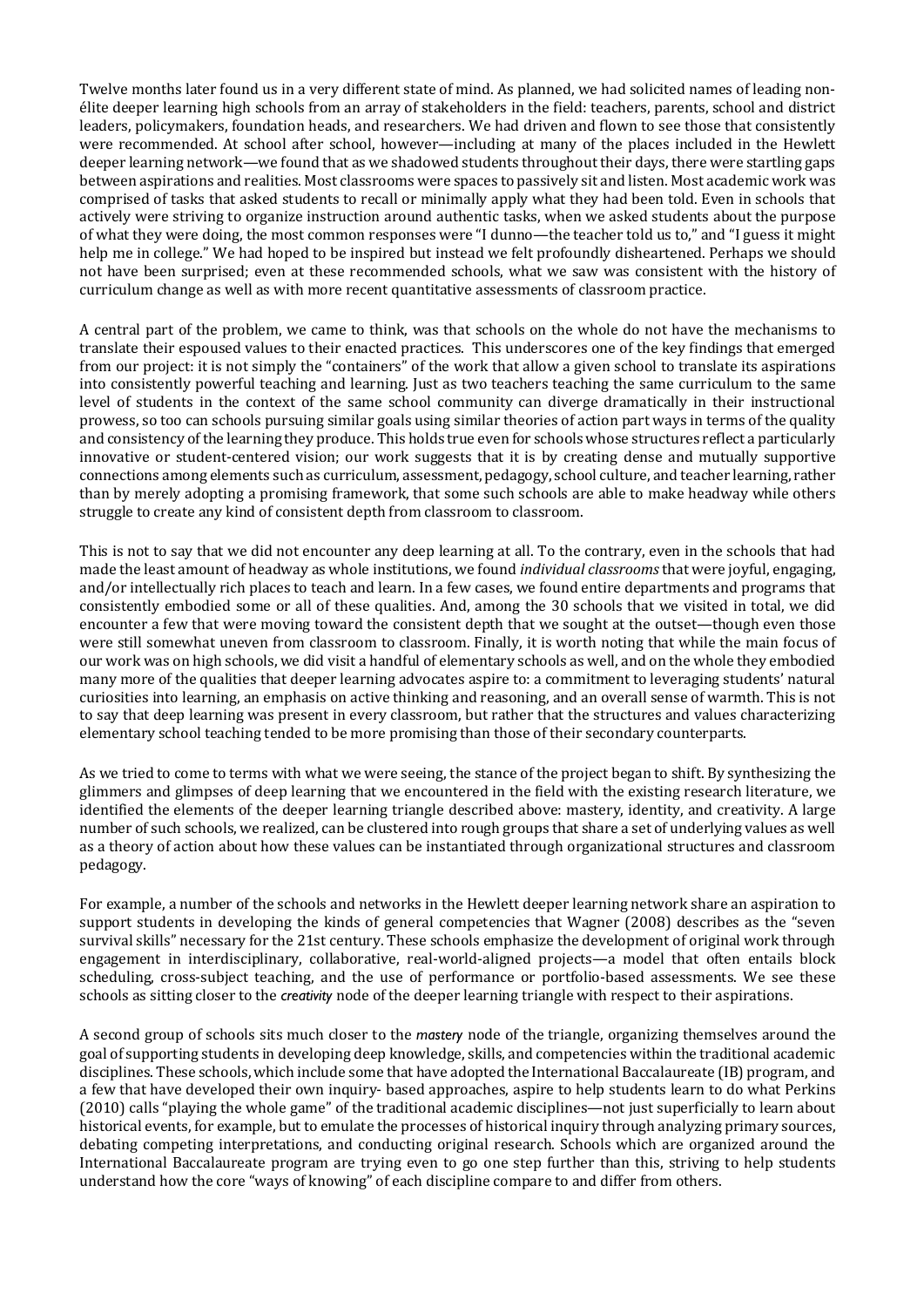Twelve months later found us in a very different state of mind. As planned, we had solicited names of leading non-élite deeper learning high schools from an array of stakeholders in the field: teachers, parents, school and district leaders, policymakers, foundation heads, and researchers. We had driven and flown to see those that consistently were recommended. At school after school, however—including at many of the places included in the Hewlett deeper learning network—we found that as we shadowed students throughout their days, there were startling gaps between aspirations and realities. Most classrooms were spaces to passively sit and listen. Most academic work was comprised of tasks that asked students to recall or minimally apply what they had been told. Even in schools that actively were striving to organize instruction around authentic tasks, when we asked students about the purpose of what they were doing, the most common responses were "I dunno—the teacher told us to," and "I guess it might help me in college." We had hoped to be inspired but instead we felt profoundly disheartened. Perhaps we should not have been surprised; even at these recommended schools, what we saw was consistent with the history of curriculum change as well as with more recent quantitative assessments of classroom practice.

A central part of the problem, we came to think, was that schools on the whole do not have the mechanisms to translate their espoused values to their enacted practices. This underscores one of the key findings that emerged from our project: it is not simply the "containers" of the work that allow a given school to translate its aspirations into consistently powerful teaching and learning. Just as two teachers teaching the same curriculum to the same level of students in the context of the same school community can diverge dramatically in their instructional prowess, so too can schools pursuing similar goals using similar theories of action part ways in terms of the quality and consistency of the learning they produce. This holds true even for schools whose structures reflect a particularly innovative or student-centered vision; our work suggests that it is by creating dense and mutually supportive connections among elements such as curriculum, assessment, pedagogy, school culture, and teacher learning, rather than by merely adopting a promising framework, that some such schools are able to make headway while others struggle to create any kind of consistent depth from classroom to classroom.

This is not to say that we did not encounter any deep learning at all. To the contrary, even in the schools that had made the least amount of headway as whole institutions, we found *individual classrooms* that were joyful, engaging, and/or intellectually rich places to teach and learn. In a few cases, we found entire departments and programs that consistently embodied some or all of these qualities. And, among the 30 schools that we visited in total, we did encounter a few that were moving toward the consistent depth that we sought at the outset—though even those were still somewhat uneven from classroom to classroom. Finally, it is worth noting that while the main focus of our work was on high schools, we did visit a handful of elementary schools as well, and on the whole they embodied many more of the qualities that deeper learning advocates aspire to: a commitment to leveraging students' natural curiosities into learning, an emphasis on active thinking and reasoning, and an overall sense of warmth. This is not to say that deep learning was present in every classroom, but rather that the structures and values characterizing elementary school teaching tended to be more promising than those of their secondary counterparts.

As we tried to come to terms with what we were seeing, the stance of the project began to shift. By synthesizing the glimmers and glimpses of deep learning that we encountered in the field with the existing research literature, we identified the elements of the deeper learning triangle described above: mastery, identity, and creativity. A large number of such schools, we realized, can be clustered into rough groups that share a set of underlying values as well as a theory of action about how these values can be instantiated through organizational structures and classroom pedagogy.

For example, a number of the schools and networks in the Hewlett deeper learning network share an aspiration to support students in developing the kinds of general competencies that Wagner (2008) describes as the "seven survival skills" necessary for the 21st century. These schools emphasize the development of original work through engagement in interdisciplinary, collaborative, real-world-aligned projects—a model that often entails block scheduling, cross-subject teaching, and the use of performance or portfolio-based assessments. We see these schools as sitting closer to the *creativity* node of the deeper learning triangle with respect to their aspirations.

A second group of schools sits much closer to the *mastery* node of the triangle, organizing themselves around the goal of supporting students in developing deep knowledge, skills, and competencies within the traditional academic disciplines. These schools, which include some that have adopted the International Baccalaureate (IB) program, and a few that have developed their own inquiry- based approaches, aspire to help students learn to do what Perkins (2010) calls "playing the whole game" of the traditional academic disciplines—not just superficially to learn about historical events, for example, but to emulate the processes of historical inquiry through analyzing primary sources, debating competing interpretations, and conducting original research. Schools which are organized around the International Baccalaureate program are trying even to go one step further than this, striving to help students understand how the core "ways of knowing" of each discipline compare to and differ from others.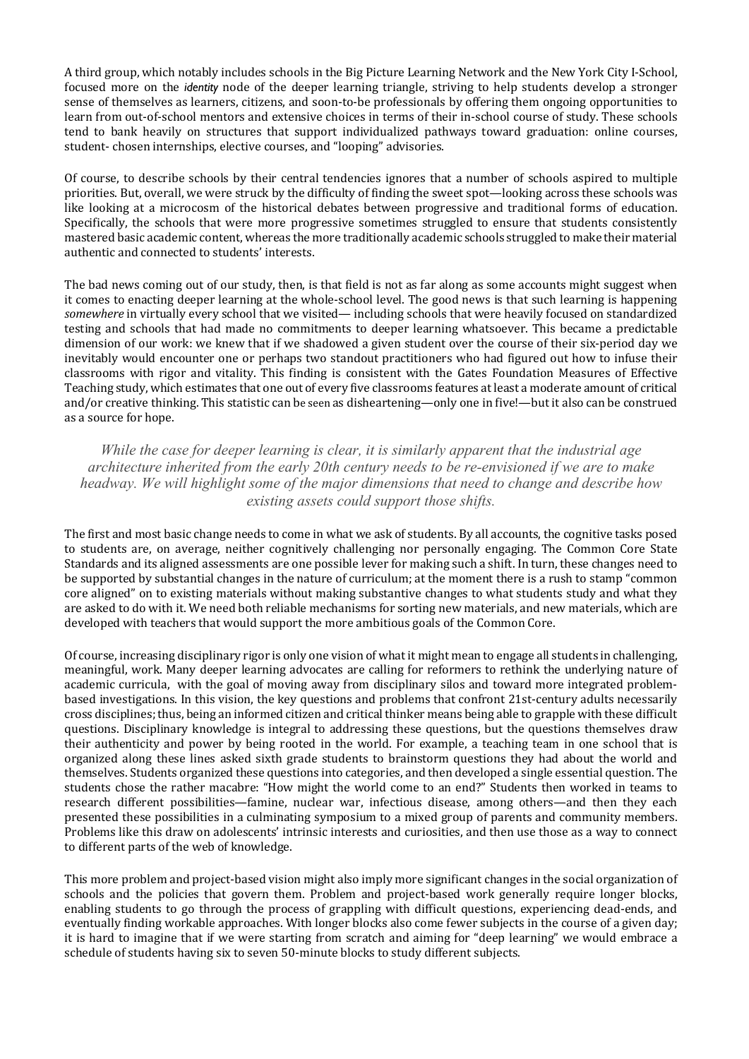A third group, which notably includes schools in the Big Picture Learning Network and the New York City I-School, focused more on the *identity* node of the deeper learning triangle, striving to help students develop a stronger sense of themselves as learners, citizens, and soon-to-be professionals by offering them ongoing opportunities to learn from out-of-school mentors and extensive choices in terms of their in-school course of study. These schools tend to bank heavily on structures that support individualized pathways toward graduation: online courses, student- chosen internships, elective courses, and "looping" advisories.

Of course, to describe schools by their central tendencies ignores that a number of schools aspired to multiple priorities. But, overall, we were struck by the difficulty of finding the sweet spot—looking across these schools was like looking at a microcosm of the historical debates between progressive and traditional forms of education. Specifically, the schools that were more progressive sometimes struggled to ensure that students consistently mastered basic academic content, whereas the more traditionally academic schools struggled to make their material authentic and connected to students' interests.

The bad news coming out of our study, then, is that field is not as far along as some accounts might suggest when it comes to enacting deeper learning at the whole-school level. The good news is that such learning is happening *somewhere* in virtually every school that we visited— including schools that were heavily focused on standardized testing and schools that had made no commitments to deeper learning whatsoever. This became a predictable dimension of our work: we knew that if we shadowed a given student over the course of their six-period day we inevitably would encounter one or perhaps two standout practitioners who had figured out how to infuse their classrooms with rigor and vitality. This finding is consistent with the Gates Foundation Measures of Effective Teaching study, which estimates that one out of every five classrooms features at least a moderate amount of critical and/or creative thinking. This statistic can be seen as disheartening—only one in five!—but it also can be construed as a source for hope.

*While the case for deeper learning is clear, it is similarly apparent that the industrial age architecture inherited from the early 20th century needs to be re-envisioned if we are to make headway. We will highlight some of the major dimensions that need to change and describe how existing assets could support those shifts.*

The first and most basic change needs to come in what we ask of students. By all accounts, the cognitive tasks posed to students are, on average, neither cognitively challenging nor personally engaging. The Common Core State Standards and its aligned assessments are one possible lever for making such a shift. In turn, these changes need to be supported by substantial changes in the nature of curriculum; at the moment there is a rush to stamp "common core aligned" on to existing materials without making substantive changes to what students study and what they are asked to do with it. We need both reliable mechanisms for sorting new materials, and new materials, which are developed with teachers that would support the more ambitious goals of the Common Core.

Of course, increasing disciplinary rigor is only one vision of what it might mean to engage all students in challenging, meaningful, work. Many deeper learning advocates are calling for reformers to rethink the underlying nature of academic curricula, with the goal of moving away from disciplinary silos and toward more integrated problem-based investigations. In this vision, the key questions and problems that confront 21st-century adults necessarily cross disciplines; thus, being an informed citizen and critical thinker means being able to grapple with these difficult questions. Disciplinary knowledge is integral to addressing these questions, but the questions themselves draw their authenticity and power by being rooted in the world. For example, a teaching team in one school that is organized along these lines asked sixth grade students to brainstorm questions they had about the world and themselves. Students organized these questions into categories, and then developed a single essential question. The students chose the rather macabre: "How might the world come to an end?" Students then worked in teams to research different possibilities—famine, nuclear war, infectious disease, among others—and then they each presented these possibilities in a culminating symposium to a mixed group of parents and community members. Problems like this draw on adolescents' intrinsic interests and curiosities, and then use those as a way to connect to different parts of the web of knowledge.

This more problem and project-based vision might also imply more significant changes in the social organization of schools and the policies that govern them. Problem and project-based work generally require longer blocks, enabling students to go through the process of grappling with difficult questions, experiencing dead-ends, and eventually finding workable approaches. With longer blocks also come fewer subjects in the course of a given day; it is hard to imagine that if we were starting from scratch and aiming for "deep learning" we would embrace a schedule of students having six to seven 50-minute blocks to study different subjects.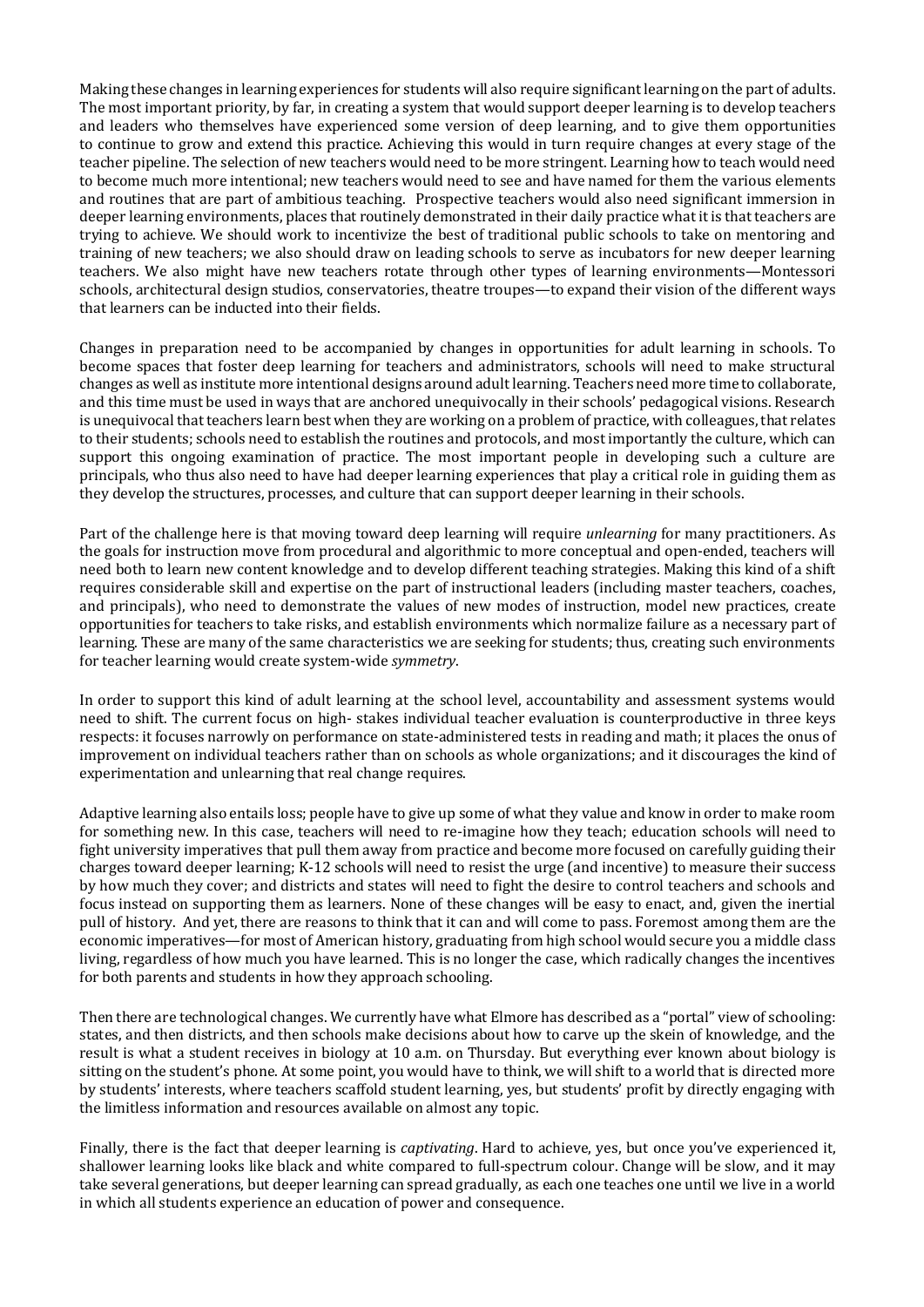Making these changes in learning experiences for students will also require significant learning on the part of adults. The most important priority, by far, in creating a system that would support deeper learning is to develop teachers and leaders who themselves have experienced some version of deep learning, and to give them opportunities to continue to grow and extend this practice. Achieving this would in turn require changes at every stage of the teacher pipeline. The selection of new teachers would need to be more stringent. Learning how to teach would need to become much more intentional; new teachers would need to see and have named for them the various elements and routines that are part of ambitious teaching. Prospective teachers would also need significant immersion in deeper learning environments, places that routinely demonstrated in their daily practice what it is that teachers are trying to achieve. We should work to incentivize the best of traditional public schools to take on mentoring and training of new teachers; we also should draw on leading schools to serve as incubators for new deeper learning teachers. We also might have new teachers rotate through other types of learning environments—Montessori schools, architectural design studios, conservatories, theatre troupes—to expand their vision of the different ways that learners can be inducted into their fields.

Changes in preparation need to be accompanied by changes in opportunities for adult learning in schools. To become spaces that foster deep learning for teachers and administrators, schools will need to make structural changes as well as institute more intentional designs around adult learning. Teachers need more time to collaborate, and this time must be used in ways that are anchored unequivocally in their schools' pedagogical visions. Research is unequivocal that teachers learn best when they are working on a problem of practice, with colleagues, that relates to their students; schools need to establish the routines and protocols, and most importantly the culture, which can support this ongoing examination of practice. The most important people in developing such a culture are principals, who thus also need to have had deeper learning experiences that play a critical role in guiding them as they develop the structures, processes, and culture that can support deeper learning in their schools.

Part of the challenge here is that moving toward deep learning will require *unlearning* for many practitioners. As the goals for instruction move from procedural and algorithmic to more conceptual and open-ended, teachers will need both to learn new content knowledge and to develop different teaching strategies. Making this kind of a shift requires considerable skill and expertise on the part of instructional leaders (including master teachers, coaches, and principals), who need to demonstrate the values of new modes of instruction, model new practices, create opportunities for teachers to take risks, and establish environments which normalize failure as a necessary part of learning. These are many of the same characteristics we are seeking for students; thus, creating such environments for teacher learning would create system-wide *symmetry*.

In order to support this kind of adult learning at the school level, accountability and assessment systems would need to shift. The current focus on high- stakes individual teacher evaluation is counterproductive in three keys respects: it focuses narrowly on performance on state-administered tests in reading and math; it places the onus of improvement on individual teachers rather than on schools as whole organizations; and it discourages the kind of experimentation and unlearning that real change requires.

Adaptive learning also entails loss; people have to give up some of what they value and know in order to make room for something new. In this case, teachers will need to re-imagine how they teach; education schools will need to fight university imperatives that pull them away from practice and become more focused on carefully guiding their charges toward deeper learning; K-12 schools will need to resist the urge (and incentive) to measure their success by how much they cover; and districts and states will need to fight the desire to control teachers and schools and focus instead on supporting them as learners. None of these changes will be easy to enact, and, given the inertial pull of history. And yet, there are reasons to think that it can and will come to pass. Foremost among them are the economic imperatives—for most of American history, graduating from high school would secure you a middle class living, regardless of how much you have learned. This is no longer the case, which radically changes the incentives for both parents and students in how they approach schooling.

Then there are technological changes. We currently have what Elmore has described as a "portal" view of schooling: states, and then districts, and then schools make decisions about how to carve up the skein of knowledge, and the result is what a student receives in biology at 10 a.m. on Thursday. But everything ever known about biology is sitting on the student's phone. At some point, you would have to think, we will shift to a world that is directed more by students' interests, where teachers scaffold student learning, yes, but students' profit by directly engaging with the limitless information and resources available on almost any topic.

Finally, there is the fact that deeper learning is *captivating*. Hard to achieve, yes, but once you've experienced it, shallower learning looks like black and white compared to full-spectrum colour. Change will be slow, and it may take several generations, but deeper learning can spread gradually, as each one teaches one until we live in a world in which all students experience an education of power and consequence.